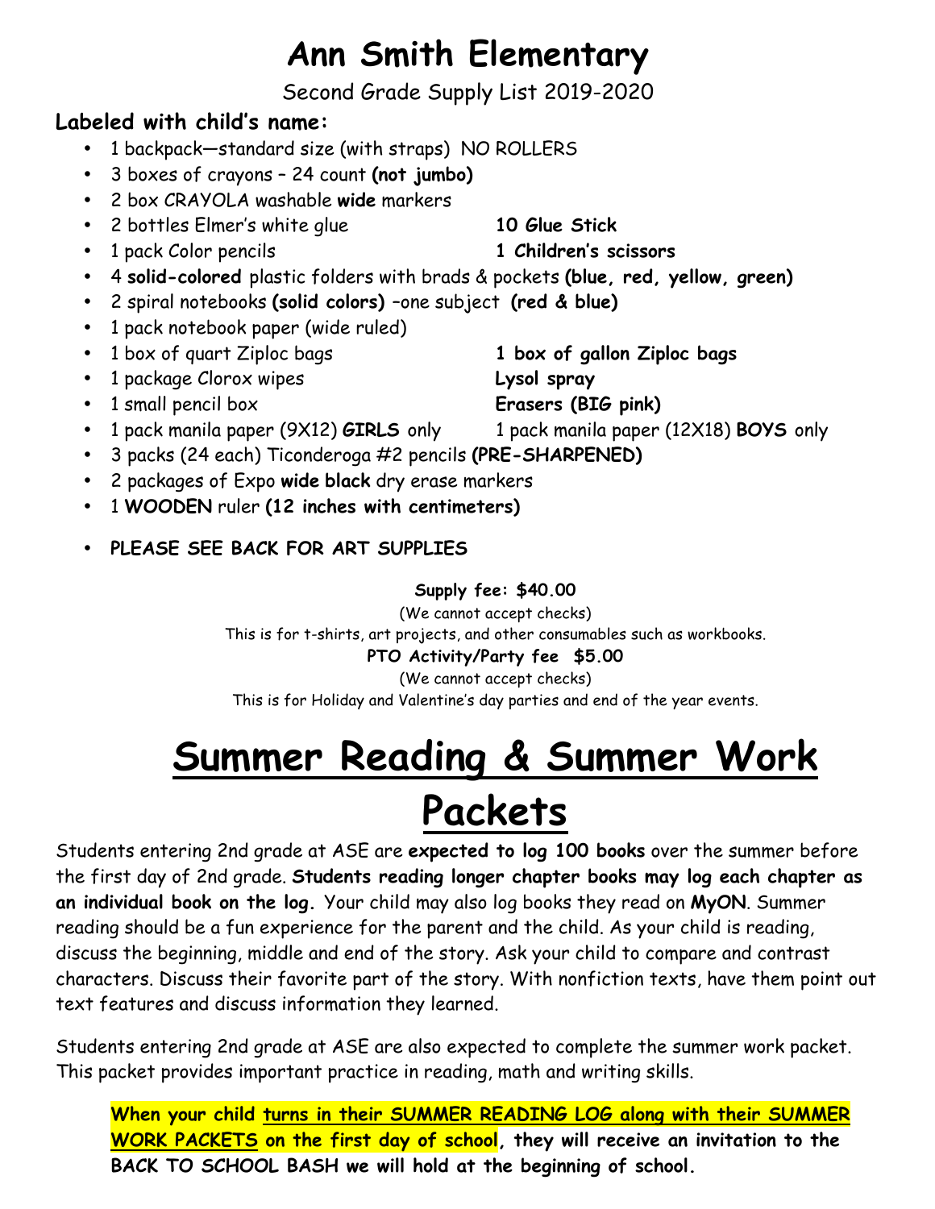# Ann Smith Elementary

Second Grade Supply List 2019-2020

**Labeled with child's name:**

- 1 backpack—standard size (with straps) NO ROLLERS
- 3 boxes of crayons – 24 count **(not jumbo)**
- 2 box CRAYOLA washable **wide** markers
- 2 bottles Elmer's white glue
- **10 Glue Stick**
- 1 pack Color pencils
- **1 Children's scissors**
- 4 **solid-colored** plastic folders with brads & pockets **(blue, red, yellow, green)**
- 2 spiral notebooks **(solid colors)** –one subject **(red & blue)**
- 1 pack notebook paper (wide ruled)
- 1 box of quart Ziploc bags
- **1 box of gallon Ziploc bags**
- 1 package Clorox wipes
- **Lysol spray**
- 1 small pencil box
- **Erasers (BIG pink)**
- 1 pack manila paper (9X12) **GIRLS** only
- 1 pack manila paper (12X18) **BOYS** only
- 3 packs (24 each) Ticonderoga #2 pencils **(PRE-SHARPENED)**
- 2 packages of Expo **wide black** dry erase markers
- 1 **WOODEN** ruler **(12 inches with centimeters)**
- **PLEASE SEE BACK FOR ART SUPPLIES**

**Supply fee: $40.00**

(We cannot accept checks)

This is for t-shirts, art projects, and other consumables such as workbooks.

**PTO Activity/Party fee $5.00**

(We cannot accept checks)

This is for Holiday and Valentine's day parties and end of the year events.

# Summer Reading & Summer Work Packets

Students entering 2nd grade at ASE are **expected to log 100 books** over the summer before the first day of 2nd grade. **Students reading longer chapter books may log each chapter as an individual book on the log.** Your child may also log books they read on **MyON**. Summer reading should be a fun experience for the parent and the child. As your child is reading, discuss the beginning, middle and end of the story. Ask your child to compare and contrast characters. Discuss their favorite part of the story. With nonfiction texts, have them point out text features and discuss information they learned.

Students entering 2nd grade at ASE are also expected to complete the summer work packet. This packet provides important practice in reading, math and writing skills.

**When your child turns in their SUMMER READING LOG along with their SUMMER WORK PACKETS on the first day of school, they will receive an invitation to the BACK TO SCHOOL BASH we will hold at the beginning of school.**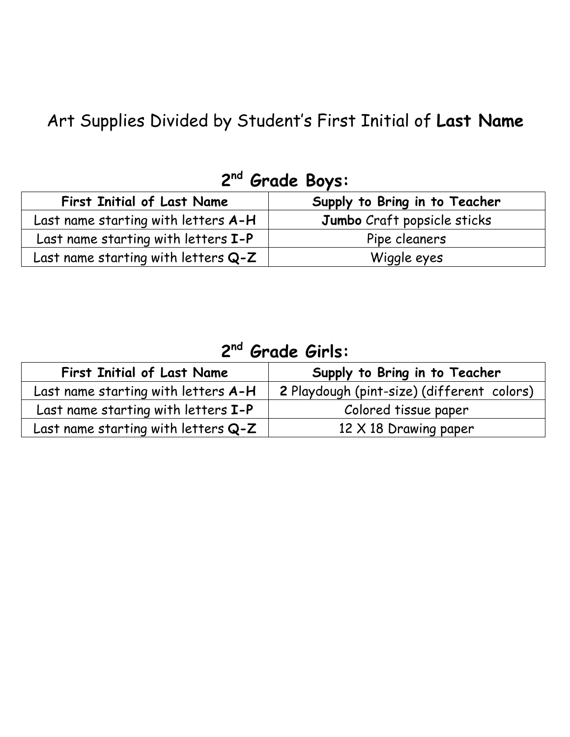# Art Supplies Divided by Student's First Initial of **Last Name**

## $2^{nd}$ Grade Boys:

| First Initial of Last Name | Supply to Bring in to Teacher |
| --- | --- |
| Last name starting with letters **A-H** | **Jumbo** Craft popsicle sticks |
| Last name starting with letters **I-P** | Pipe cleaners |
| Last name starting with letters **Q-Z** | Wiggle eyes |

## $2^{nd}$ Grade Girls:

| First Initial of Last Name | Supply to Bring in to Teacher |
| --- | --- |
| Last name starting with letters **A-H** | **2** Playdough (pint-size) (different colors) |
| Last name starting with letters **I-P** | Colored tissue paper |
| Last name starting with letters **Q-Z** | 12 X 18 Drawing paper |